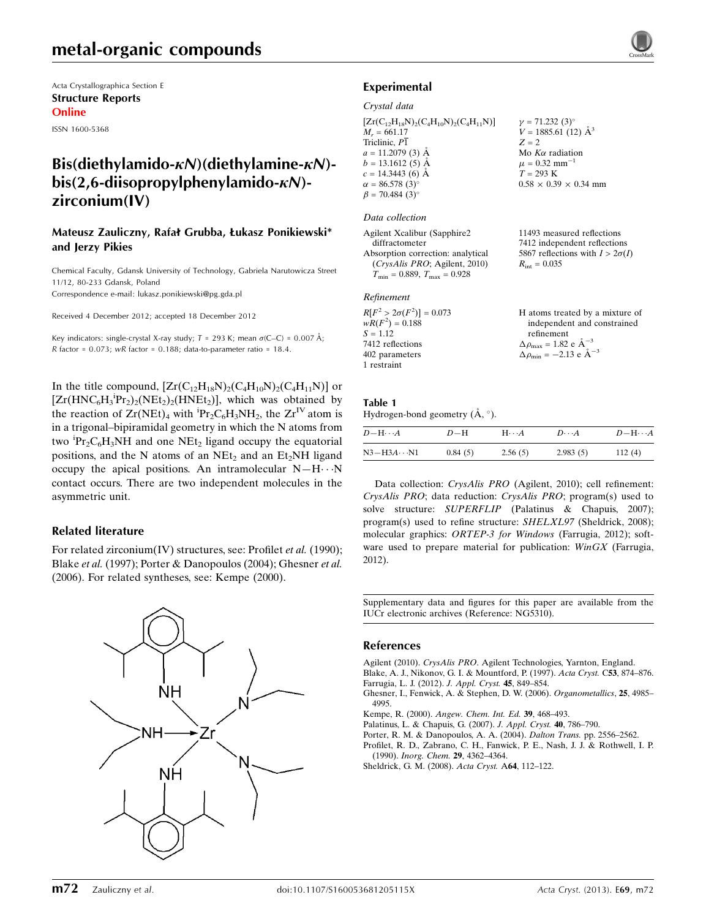Acta Crystallographica Section E

**Structure Reports Online**

ISSN 1600-5368

# Bis(diethylamido-κN)(diethylamine-κN)-bis(2,6-diisopropylphenylamido-κN)-zirconium(IV)

**Mateusz Zauliczny, Rafał Grubba, Łukasz Ponikiewski\* and Jerzy Pikies**

Chemical Faculty, Gdansk University of Technology, Gabriela Narutowicza Street 11/12, 80-233 Gdansk, Poland
Correspondence e-mail: lukasz.ponikiewski@pg.gda.pl

Received 4 December 2012; accepted 18 December 2012

Key indicators: single-crystal X-ray study; $T$ = 293 K; mean σ(C–C) = 0.007 Å; $R$ factor = 0.073; $wR$ factor = 0.188; data-to-parameter ratio = 18.4.

In the title compound, $[Zr(C_{12}H_{18}N)_2(C_4H_{10}N)_2(C_4H_{11}N)]$ or $[Zr(HNC_6H_3{}^iPr_2)_2(NEt_2)_2(HNEt_2)]$, which was obtained by the reaction of $Zr(NEt)_4$ with ${}^iPr_2C_6H_3NH_2$, the $Zr^{IV}$ atom is in a trigonal–bipiramidal geometry in which the N atoms from two ${}^iPr_2C_6H_3NH$ and one $NEt_2$ ligand occupy the equatorial positions, and the N atoms of an $NEt_2$ and an $Et_2NH$ ligand occupy the apical positions. An intramolecular N—H⋯N contact occurs. There are two independent molecules in the asymmetric unit.

## Related literature

For related zirconium(IV) structures, see: Profilet *et al.* (1990); Blake *et al.* (1997); Porter & Danopoulos (2004); Ghesner *et al.* (2006). For related syntheses, see: Kempe (2000).

## Experimental

### Crystal data

$[Zr(C_{12}H_{18}N)_2(C_4H_{10}N)_2(C_4H_{11}N)]$
$M_r$ = 661.17
Triclinic, $P\overline{1}$
$a$ = 11.2079 (3) Å
$b$ = 13.1612 (5) Å
$c$ = 14.3443 (6) Å
$\alpha$ = 86.578 (3)°
$\beta$ = 70.484 (3)°
$\gamma$ = 71.232 (3)°
$V$ = 1885.61 (12) Å$^3$
$Z$ = 2
Mo $K\alpha$ radiation
$\mu$ = 0.32 mm$^{-1}$
$T$ = 293 K
0.58 × 0.39 × 0.34 mm

### Data collection

Agilent Xcalibur (Sapphire2 diffractometer
Absorption correction: analytical (*CrysAlis PRO*; Agilent, 2010)
$T_{min}$ = 0.889, $T_{max}$ = 0.928
11493 measured reflections
7412 independent reflections
5867 reflections with $I > 2\sigma(I)$
$R_{int}$ = 0.035

### Refinement

$R[F^2 > 2\sigma(F^2)]$ = 0.073
$wR(F^2)$ = 0.188
$S$ = 1.12
7412 reflections
402 parameters
1 restraint
H atoms treated by a mixture of independent and constrained refinement
$\Delta\rho_{max}$ = 1.82 e Å$^{-3}$
$\Delta\rho_{min}$ = −2.13 e Å$^{-3}$

**Table 1**
Hydrogen-bond geometry (Å, °).

| $D$—H⋯$A$ | $D$—H | H⋯$A$ | $D$⋯$A$ | $D$—H⋯$A$ |
|---|---|---|---|---|
| N3—H3A⋯N1 | 0.84 (5) | 2.56 (5) | 2.983 (5) | 112 (4) |

Data collection: *CrysAlis PRO* (Agilent, 2010); cell refinement: *CrysAlis PRO*; data reduction: *CrysAlis PRO*; program(s) used to solve structure: *SUPERFLIP* (Palatinus & Chapuis, 2007); program(s) used to refine structure: *SHELXL97* (Sheldrick, 2008); molecular graphics: *ORTEP-3 for Windows* (Farrugia, 2012); software used to prepare material for publication: *WinGX* (Farrugia, 2012).

Supplementary data and figures for this paper are available from the IUCr electronic archives (Reference: NG5310).

## References

Agilent (2010). *CrysAlis PRO*. Agilent Technologies, Yarnton, England.
Blake, A. J., Nikonov, G. I. & Mountford, P. (1997). *Acta Cryst.* C**53**, 874–876.
Farrugia, L. J. (2012). *J. Appl. Cryst.* **45**, 849–854.
Ghesner, I., Fenwick, A. & Stephen, D. W. (2006). *Organometallics*, **25**, 4985–4995.
Kempe, R. (2000). *Angew. Chem. Int. Ed.* **39**, 468–493.
Palatinus, L. & Chapuis, G. (2007). *J. Appl. Cryst.* **40**, 786–790.
Porter, R. M. & Danopoulos, A. A. (2004). *Dalton Trans.* pp. 2556–2562.
Profilet, R. D., Zabrano, C. H., Fanwick, P. E., Nash, J. J. & Rothwell, I. P. (1990). *Inorg. Chem.* **29**, 4362–4364.
Sheldrick, G. M. (2008). *Acta Cryst.* A**64**, 112–122.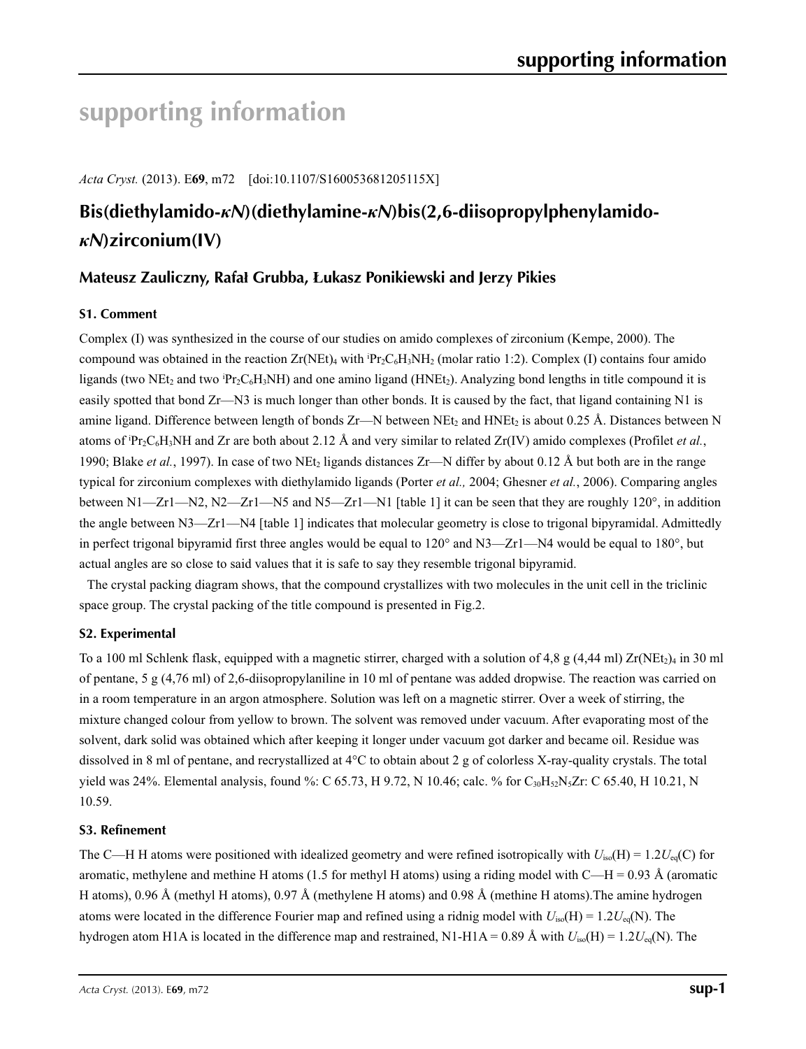# supporting information

*Acta Cryst.* (2013). E**69**, m72 [doi:10.1107/S160053681205115X]

## Bis(diethylamido-*κN*)(diethylamine-*κN*)bis(2,6-diisopropylphenylamido-*κN*)zirconium(IV)

### Mateusz Zauliczny, Rafał Grubba, Łukasz Ponikiewski and Jerzy Pikies

#### S1. Comment

Complex (I) was synthesized in the course of our studies on amido complexes of zirconium (Kempe, 2000). The compound was obtained in the reaction $Zr(NEt)_4$ with $^iPr_2C_6H_3NH_2$ (molar ratio 1:2). Complex (I) contains four amido ligands (two $NEt_2$ and two $^iPr_2C_6H_3NH$) and one amino ligand ($HNEt_2$). Analyzing bond lengths in title compound it is easily spotted that bond Zr—N3 is much longer than other bonds. It is caused by the fact, that ligand containing N1 is amine ligand. Difference between length of bonds Zr—N between $NEt_2$ and $HNEt_2$ is about 0.25 Å. Distances between N atoms of $^iPr_2C_6H_3NH$ and Zr are both about 2.12 Å and very similar to related Zr(IV) amido complexes (Profilet *et al.*, 1990; Blake *et al.*, 1997). In case of two $NEt_2$ ligands distances Zr—N differ by about 0.12 Å but both are in the range typical for zirconium complexes with diethylamido ligands (Porter *et al.,* 2004; Ghesner *et al.*, 2006). Comparing angles between N1—Zr1—N2, N2—Zr1—N5 and N5—Zr1—N1 [table 1] it can be seen that they are roughly 120°, in addition the angle between N3—Zr1—N4 [table 1] indicates that molecular geometry is close to trigonal bipyramidal. Admittedly in perfect trigonal bipyramid first three angles would be equal to 120° and N3—Zr1—N4 would be equal to 180°, but actual angles are so close to said values that it is safe to say they resemble trigonal bipyramid.

The crystal packing diagram shows, that the compound crystallizes with two molecules in the unit cell in the triclinic space group. The crystal packing of the title compound is presented in Fig.2.

#### S2. Experimental

To a 100 ml Schlenk flask, equipped with a magnetic stirrer, charged with a solution of 4,8 g (4,44 ml) $Zr(NEt_2)_4$ in 30 ml of pentane, 5 g (4,76 ml) of 2,6-diisopropylaniline in 10 ml of pentane was added dropwise. The reaction was carried on in a room temperature in an argon atmosphere. Solution was left on a magnetic stirrer. Over a week of stirring, the mixture changed colour from yellow to brown. The solvent was removed under vacuum. After evaporating most of the solvent, dark solid was obtained which after keeping it longer under vacuum got darker and became oil. Residue was dissolved in 8 ml of pentane, and recrystallized at 4°C to obtain about 2 g of colorless X-ray-quality crystals. The total yield was 24%. Elemental analysis, found %: C 65.73, H 9.72, N 10.46; calc. % for $C_{30}H_{52}N_5Zr$: C 65.40, H 10.21, N 10.59.

#### S3. Refinement

The C—H H atoms were positioned with idealized geometry and were refined isotropically with $U_{iso}(H) = 1.2U_{eq}(C)$ for aromatic, methylene and methine H atoms (1.5 for methyl H atoms) using a riding model with C—H = 0.93 Å (aromatic H atoms), 0.96 Å (methyl H atoms), 0.97 Å (methylene H atoms) and 0.98 Å (methine H atoms).The amine hydrogen atoms were located in the difference Fourier map and refined using a ridnig model with $U_{iso}(H) = 1.2U_{eq}(N)$. The hydrogen atom H1A is located in the difference map and restrained, N1-H1A = 0.89 Å with $U_{iso}(H) = 1.2U_{eq}(N)$. The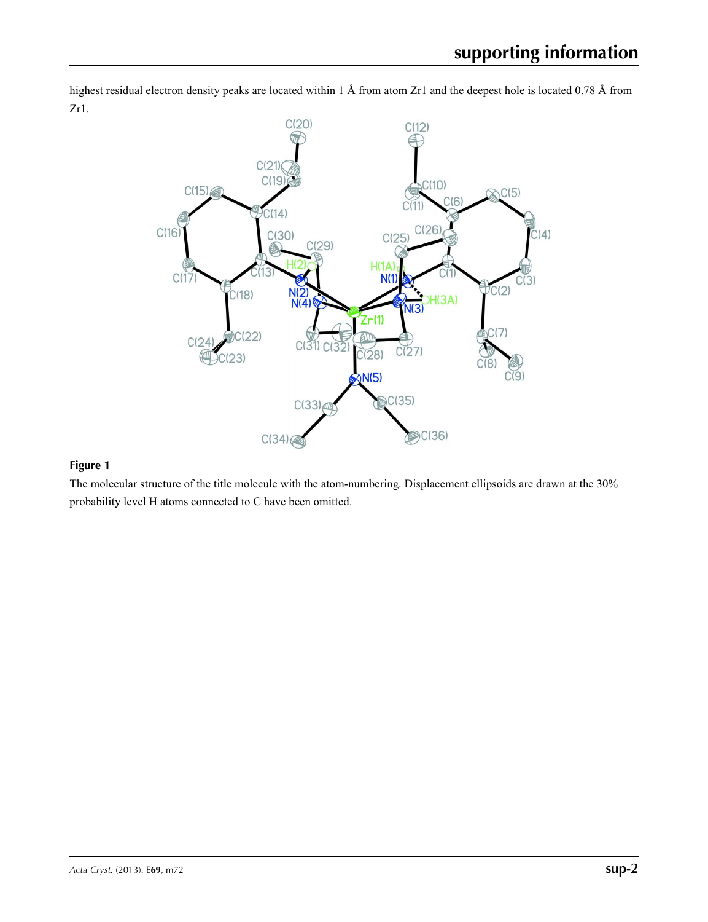highest residual electron density peaks are located within 1 Å from atom Zr1 and the deepest hole is located 0.78 Å from Zr1.

**Figure 1**

The molecular structure of the title molecule with the atom-numbering. Displacement ellipsoids are drawn at the 30% probability level H atoms connected to C have been omitted.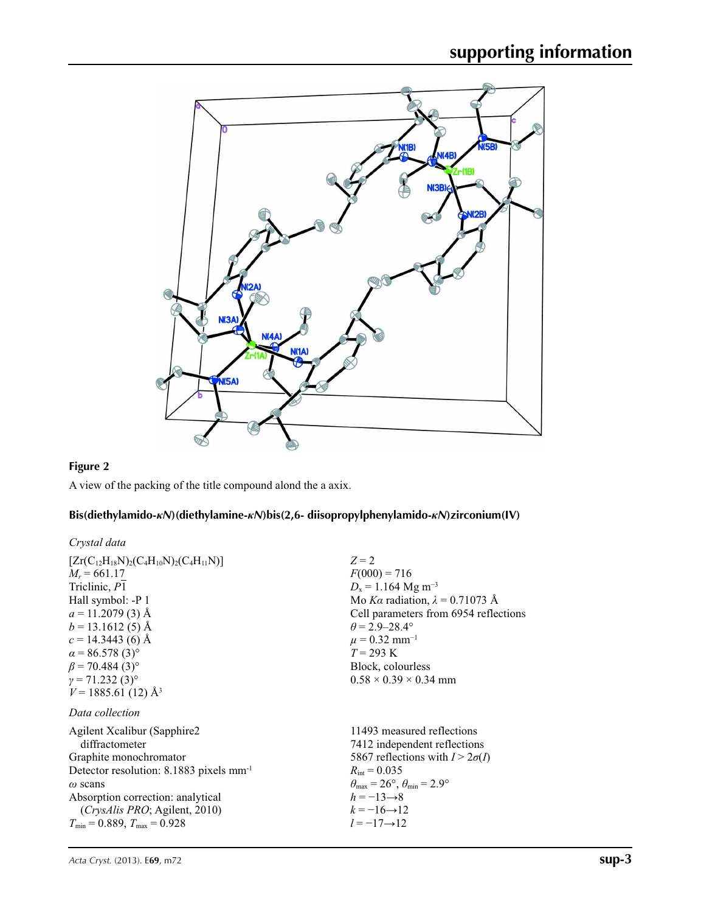**Figure 2**

A view of the packing of the title compound alond the a axix.

### Bis(diethylamido-*κN*)(diethylamine-*κN*)bis(2,6- diisopropylphenylamido-*κN*)zirconium(IV)

*Crystal data*

$[Zr(C_{12}H_{18}N)_2(C_4H_{10}N)_2(C_4H_{11}N)]$
$M_r = 661.17$
Triclinic, $P\bar{1}$
Hall symbol: -P 1
$a = 11.2079$ (3) Å
$b = 13.1612$ (5) Å
$c = 14.3443$ (6) Å
$\alpha = 86.578$ (3)°
$\beta = 70.484$ (3)°
$\gamma = 71.232$ (3)°
$V = 1885.61$ (12) Å$^3$
$Z = 2$
$F(000) = 716$
$D_x = 1.164$ Mg m$^{-3}$
Mo $K\alpha$ radiation, $\lambda = 0.71073$ Å
Cell parameters from 6954 reflections
$\theta = 2.9$–28.4°
$\mu = 0.32$ mm$^{-1}$
$T = 293$ K
Block, colourless
0.58 × 0.39 × 0.34 mm

*Data collection*

Agilent Xcalibur (Sapphire2 diffractometer
Graphite monochromator
Detector resolution: 8.1883 pixels mm$^{-1}$
$\omega$ scans
Absorption correction: analytical (*CrysAlis PRO*; Agilent, 2010)
$T_{min} = 0.889$, $T_{max} = 0.928$
11493 measured reflections
7412 independent reflections
5867 reflections with $I > 2\sigma(I)$
$R_{int} = 0.035$
$\theta_{max} = 26°$, $\theta_{min} = 2.9°$
$h = -13 \rightarrow 8$
$k = -16 \rightarrow 12$
$l = -17 \rightarrow 12$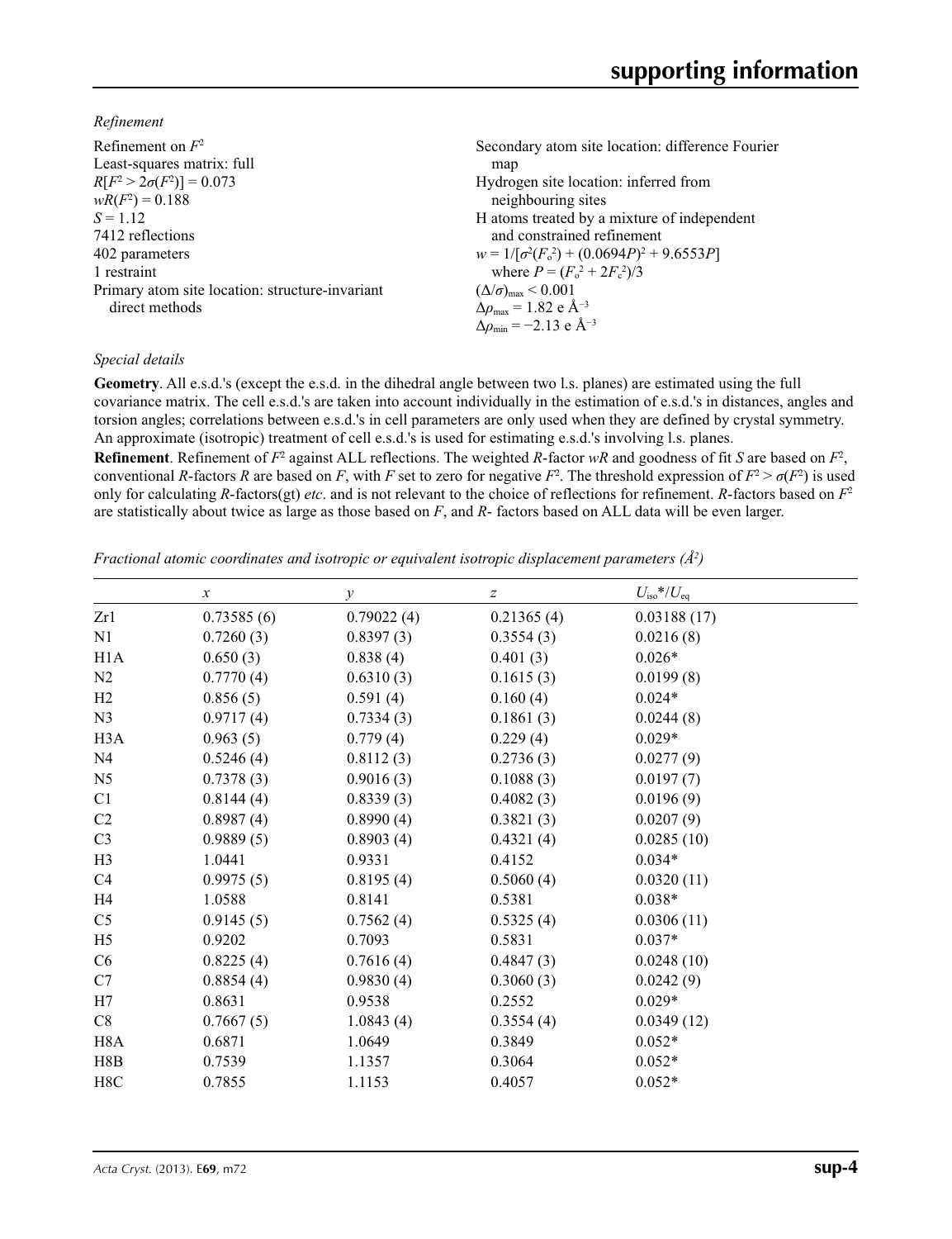*Refinement*

Refinement on $F^2$
Least-squares matrix: full
$R[F^2 > 2\sigma(F^2)] = 0.073$
$wR(F^2) = 0.188$
$S = 1.12$
7412 reflections
402 parameters
1 restraint
Primary atom site location: structure-invariant direct methods

Secondary atom site location: difference Fourier map
Hydrogen site location: inferred from neighbouring sites
H atoms treated by a mixture of independent and constrained refinement
$w = 1/[\sigma^2(F_o^2) + (0.0694P)^2 + 9.6553P]$ where $P = (F_o^2 + 2F_c^2)/3$
$(\Delta/\sigma)_{max} < 0.001$
$\Delta\rho_{max} = 1.82$ e Å$^{-3}$
$\Delta\rho_{min} = -2.13$ e Å$^{-3}$

*Special details*

**Geometry**. All e.s.d.'s (except the e.s.d. in the dihedral angle between two l.s. planes) are estimated using the full covariance matrix. The cell e.s.d.'s are taken into account individually in the estimation of e.s.d.'s in distances, angles and torsion angles; correlations between e.s.d.'s in cell parameters are only used when they are defined by crystal symmetry. An approximate (isotropic) treatment of cell e.s.d.'s is used for estimating e.s.d.'s involving l.s. planes.

**Refinement**. Refinement of $F^2$ against ALL reflections. The weighted $R$-factor $wR$ and goodness of fit $S$ are based on $F^2$, conventional $R$-factors $R$ are based on $F$, with $F$ set to zero for negative $F^2$. The threshold expression of $F^2 > \sigma(F^2)$ is used only for calculating $R$-factors(gt) *etc*. and is not relevant to the choice of reflections for refinement. $R$-factors based on $F^2$ are statistically about twice as large as those based on $F$, and $R$- factors based on ALL data will be even larger.

*Fractional atomic coordinates and isotropic or equivalent isotropic displacement parameters (Å$^2$)*

| | $x$ | $y$ | $z$ | $U_{iso}$*/$U_{eq}$ |
|---|---|---|---|---|
| Zr1 | 0.73585 (6) | 0.79022 (4) | 0.21365 (4) | 0.03188 (17) |
| N1 | 0.7260 (3) | 0.8397 (3) | 0.3554 (3) | 0.0216 (8) |
| H1A | 0.650 (3) | 0.838 (4) | 0.401 (3) | 0.026* |
| N2 | 0.7770 (4) | 0.6310 (3) | 0.1615 (3) | 0.0199 (8) |
| H2 | 0.856 (5) | 0.591 (4) | 0.160 (4) | 0.024* |
| N3 | 0.9717 (4) | 0.7334 (3) | 0.1861 (3) | 0.0244 (8) |
| H3A | 0.963 (5) | 0.779 (4) | 0.229 (4) | 0.029* |
| N4 | 0.5246 (4) | 0.8112 (3) | 0.2736 (3) | 0.0277 (9) |
| N5 | 0.7378 (3) | 0.9016 (3) | 0.1088 (3) | 0.0197 (7) |
| C1 | 0.8144 (4) | 0.8339 (3) | 0.4082 (3) | 0.0196 (9) |
| C2 | 0.8987 (4) | 0.8990 (4) | 0.3821 (3) | 0.0207 (9) |
| C3 | 0.9889 (5) | 0.8903 (4) | 0.4321 (4) | 0.0285 (10) |
| H3 | 1.0441 | 0.9331 | 0.4152 | 0.034* |
| C4 | 0.9975 (5) | 0.8195 (4) | 0.5060 (4) | 0.0320 (11) |
| H4 | 1.0588 | 0.8141 | 0.5381 | 0.038* |
| C5 | 0.9145 (5) | 0.7562 (4) | 0.5325 (4) | 0.0306 (11) |
| H5 | 0.9202 | 0.7093 | 0.5831 | 0.037* |
| C6 | 0.8225 (4) | 0.7616 (4) | 0.4847 (3) | 0.0248 (10) |
| C7 | 0.8854 (4) | 0.9830 (4) | 0.3060 (3) | 0.0242 (9) |
| H7 | 0.8631 | 0.9538 | 0.2552 | 0.029* |
| C8 | 0.7667 (5) | 1.0843 (4) | 0.3554 (4) | 0.0349 (12) |
| H8A | 0.6871 | 1.0649 | 0.3849 | 0.052* |
| H8B | 0.7539 | 1.1357 | 0.3064 | 0.052* |
| H8C | 0.7855 | 1.1153 | 0.4057 | 0.052* |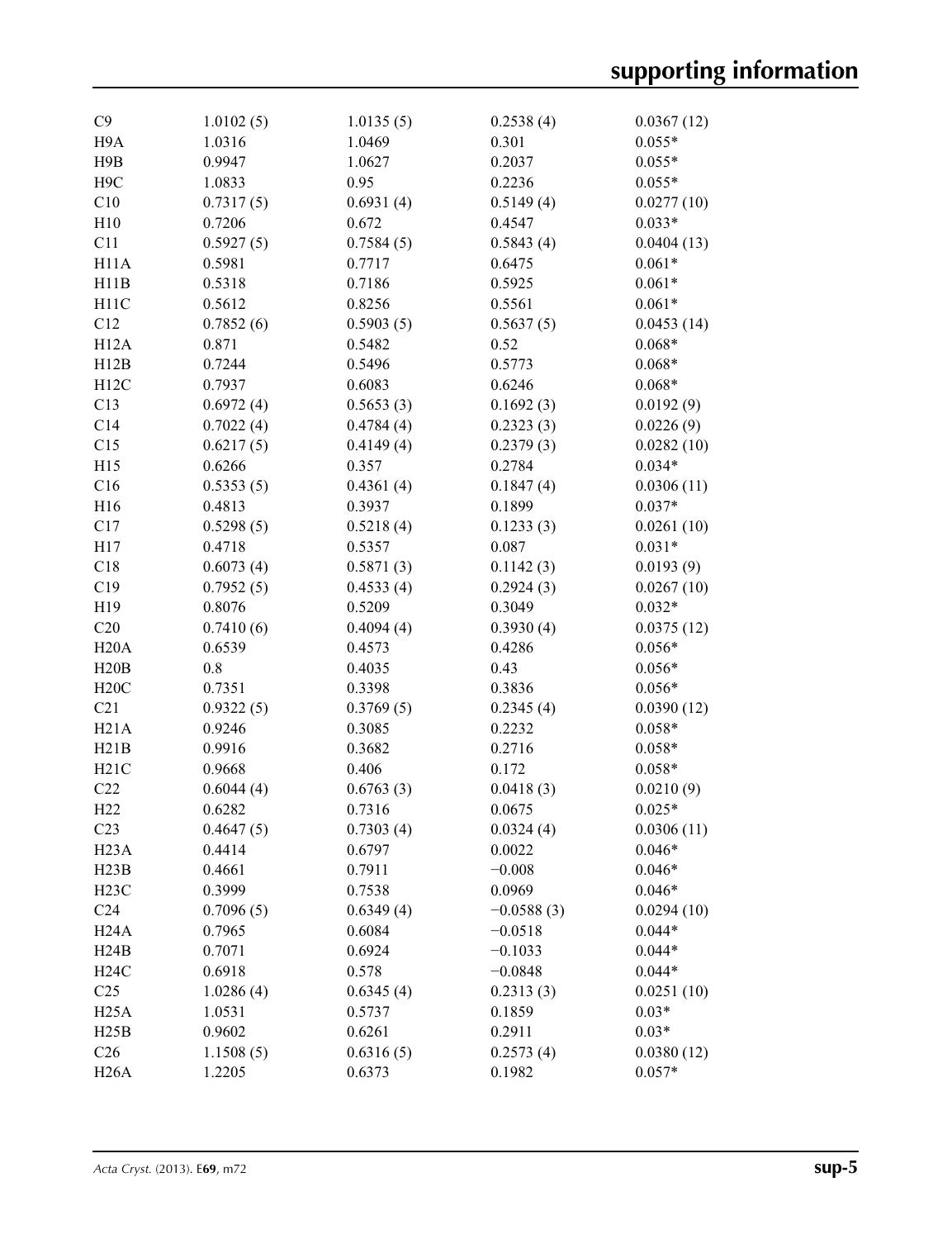| | | | | |
|---|---|---|---|---|
| C9 | 1.0102 (5) | 1.0135 (5) | 0.2538 (4) | 0.0367 (12) |
| H9A | 1.0316 | 1.0469 | 0.301 | 0.055* |
| H9B | 0.9947 | 1.0627 | 0.2037 | 0.055* |
| H9C | 1.0833 | 0.95 | 0.2236 | 0.055* |
| C10 | 0.7317 (5) | 0.6931 (4) | 0.5149 (4) | 0.0277 (10) |
| H10 | 0.7206 | 0.672 | 0.4547 | 0.033* |
| C11 | 0.5927 (5) | 0.7584 (5) | 0.5843 (4) | 0.0404 (13) |
| H11A | 0.5981 | 0.7717 | 0.6475 | 0.061* |
| H11B | 0.5318 | 0.7186 | 0.5925 | 0.061* |
| H11C | 0.5612 | 0.8256 | 0.5561 | 0.061* |
| C12 | 0.7852 (6) | 0.5903 (5) | 0.5637 (5) | 0.0453 (14) |
| H12A | 0.871 | 0.5482 | 0.52 | 0.068* |
| H12B | 0.7244 | 0.5496 | 0.5773 | 0.068* |
| H12C | 0.7937 | 0.6083 | 0.6246 | 0.068* |
| C13 | 0.6972 (4) | 0.5653 (3) | 0.1692 (3) | 0.0192 (9) |
| C14 | 0.7022 (4) | 0.4784 (4) | 0.2323 (3) | 0.0226 (9) |
| C15 | 0.6217 (5) | 0.4149 (4) | 0.2379 (3) | 0.0282 (10) |
| H15 | 0.6266 | 0.357 | 0.2784 | 0.034* |
| C16 | 0.5353 (5) | 0.4361 (4) | 0.1847 (4) | 0.0306 (11) |
| H16 | 0.4813 | 0.3937 | 0.1899 | 0.037* |
| C17 | 0.5298 (5) | 0.5218 (4) | 0.1233 (3) | 0.0261 (10) |
| H17 | 0.4718 | 0.5357 | 0.087 | 0.031* |
| C18 | 0.6073 (4) | 0.5871 (3) | 0.1142 (3) | 0.0193 (9) |
| C19 | 0.7952 (5) | 0.4533 (4) | 0.2924 (3) | 0.0267 (10) |
| H19 | 0.8076 | 0.5209 | 0.3049 | 0.032* |
| C20 | 0.7410 (6) | 0.4094 (4) | 0.3930 (4) | 0.0375 (12) |
| H20A | 0.6539 | 0.4573 | 0.4286 | 0.056* |
| H20B | 0.8 | 0.4035 | 0.43 | 0.056* |
| H20C | 0.7351 | 0.3398 | 0.3836 | 0.056* |
| C21 | 0.9322 (5) | 0.3769 (5) | 0.2345 (4) | 0.0390 (12) |
| H21A | 0.9246 | 0.3085 | 0.2232 | 0.058* |
| H21B | 0.9916 | 0.3682 | 0.2716 | 0.058* |
| H21C | 0.9668 | 0.406 | 0.172 | 0.058* |
| C22 | 0.6044 (4) | 0.6763 (3) | 0.0418 (3) | 0.0210 (9) |
| H22 | 0.6282 | 0.7316 | 0.0675 | 0.025* |
| C23 | 0.4647 (5) | 0.7303 (4) | 0.0324 (4) | 0.0306 (11) |
| H23A | 0.4414 | 0.6797 | 0.0022 | 0.046* |
| H23B | 0.4661 | 0.7911 | −0.008 | 0.046* |
| H23C | 0.3999 | 0.7538 | 0.0969 | 0.046* |
| C24 | 0.7096 (5) | 0.6349 (4) | −0.0588 (3) | 0.0294 (10) |
| H24A | 0.7965 | 0.6084 | −0.0518 | 0.044* |
| H24B | 0.7071 | 0.6924 | −0.1033 | 0.044* |
| H24C | 0.6918 | 0.578 | −0.0848 | 0.044* |
| C25 | 1.0286 (4) | 0.6345 (4) | 0.2313 (3) | 0.0251 (10) |
| H25A | 1.0531 | 0.5737 | 0.1859 | 0.03* |
| H25B | 0.9602 | 0.6261 | 0.2911 | 0.03* |
| C26 | 1.1508 (5) | 0.6316 (5) | 0.2573 (4) | 0.0380 (12) |
| H26A | 1.2205 | 0.6373 | 0.1982 | 0.057* |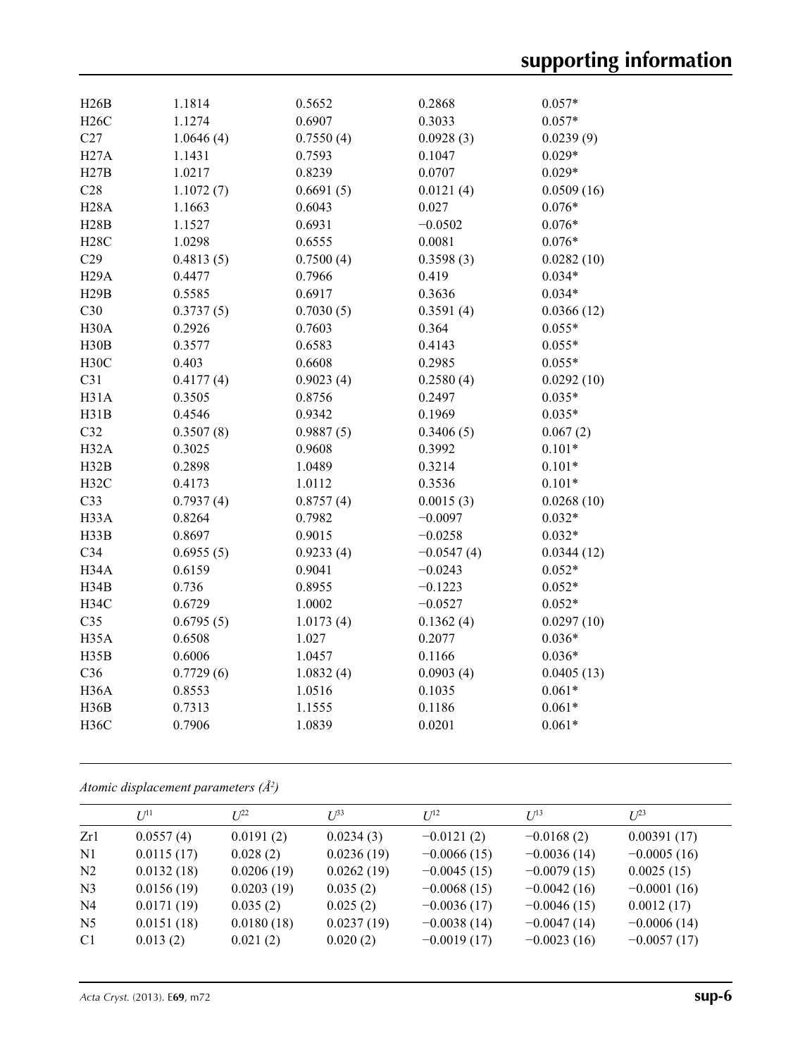| | | | | |
|---|---|---|---|---|
| H26B | 1.1814 | 0.5652 | 0.2868 | 0.057* |
| H26C | 1.1274 | 0.6907 | 0.3033 | 0.057* |
| C27 | 1.0646 (4) | 0.7550 (4) | 0.0928 (3) | 0.0239 (9) |
| H27A | 1.1431 | 0.7593 | 0.1047 | 0.029* |
| H27B | 1.0217 | 0.8239 | 0.0707 | 0.029* |
| C28 | 1.1072 (7) | 0.6691 (5) | 0.0121 (4) | 0.0509 (16) |
| H28A | 1.1663 | 0.6043 | 0.027 | 0.076* |
| H28B | 1.1527 | 0.6931 | −0.0502 | 0.076* |
| H28C | 1.0298 | 0.6555 | 0.0081 | 0.076* |
| C29 | 0.4813 (5) | 0.7500 (4) | 0.3598 (3) | 0.0282 (10) |
| H29A | 0.4477 | 0.7966 | 0.419 | 0.034* |
| H29B | 0.5585 | 0.6917 | 0.3636 | 0.034* |
| C30 | 0.3737 (5) | 0.7030 (5) | 0.3591 (4) | 0.0366 (12) |
| H30A | 0.2926 | 0.7603 | 0.364 | 0.055* |
| H30B | 0.3577 | 0.6583 | 0.4143 | 0.055* |
| H30C | 0.403 | 0.6608 | 0.2985 | 0.055* |
| C31 | 0.4177 (4) | 0.9023 (4) | 0.2580 (4) | 0.0292 (10) |
| H31A | 0.3505 | 0.8756 | 0.2497 | 0.035* |
| H31B | 0.4546 | 0.9342 | 0.1969 | 0.035* |
| C32 | 0.3507 (8) | 0.9887 (5) | 0.3406 (5) | 0.067 (2) |
| H32A | 0.3025 | 0.9608 | 0.3992 | 0.101* |
| H32B | 0.2898 | 1.0489 | 0.3214 | 0.101* |
| H32C | 0.4173 | 1.0112 | 0.3536 | 0.101* |
| C33 | 0.7937 (4) | 0.8757 (4) | 0.0015 (3) | 0.0268 (10) |
| H33A | 0.8264 | 0.7982 | −0.0097 | 0.032* |
| H33B | 0.8697 | 0.9015 | −0.0258 | 0.032* |
| C34 | 0.6955 (5) | 0.9233 (4) | −0.0547 (4) | 0.0344 (12) |
| H34A | 0.6159 | 0.9041 | −0.0243 | 0.052* |
| H34B | 0.736 | 0.8955 | −0.1223 | 0.052* |
| H34C | 0.6729 | 1.0002 | −0.0527 | 0.052* |
| C35 | 0.6795 (5) | 1.0173 (4) | 0.1362 (4) | 0.0297 (10) |
| H35A | 0.6508 | 1.027 | 0.2077 | 0.036* |
| H35B | 0.6006 | 1.0457 | 0.1166 | 0.036* |
| C36 | 0.7729 (6) | 1.0832 (4) | 0.0903 (4) | 0.0405 (13) |
| H36A | 0.8553 | 1.0516 | 0.1035 | 0.061* |
| H36B | 0.7313 | 1.1555 | 0.1186 | 0.061* |
| H36C | 0.7906 | 1.0839 | 0.0201 | 0.061* |

*Atomic displacement parameters (Å²)*

| | $U^{11}$ | $U^{22}$ | $U^{33}$ | $U^{12}$ | $U^{13}$ | $U^{23}$ |
|---|---|---|---|---|---|---|
| Zr1 | 0.0557 (4) | 0.0191 (2) | 0.0234 (3) | −0.0121 (2) | −0.0168 (2) | 0.00391 (17) |
| N1 | 0.0115 (17) | 0.028 (2) | 0.0236 (19) | −0.0066 (15) | −0.0036 (14) | −0.0005 (16) |
| N2 | 0.0132 (18) | 0.0206 (19) | 0.0262 (19) | −0.0045 (15) | −0.0079 (15) | 0.0025 (15) |
| N3 | 0.0156 (19) | 0.0203 (19) | 0.035 (2) | −0.0068 (15) | −0.0042 (16) | −0.0001 (16) |
| N4 | 0.0171 (19) | 0.035 (2) | 0.025 (2) | −0.0036 (17) | −0.0046 (15) | 0.0012 (17) |
| N5 | 0.0151 (18) | 0.0180 (18) | 0.0237 (19) | −0.0038 (14) | −0.0047 (14) | −0.0006 (14) |
| C1 | 0.013 (2) | 0.021 (2) | 0.020 (2) | −0.0019 (17) | −0.0023 (16) | −0.0057 (17) |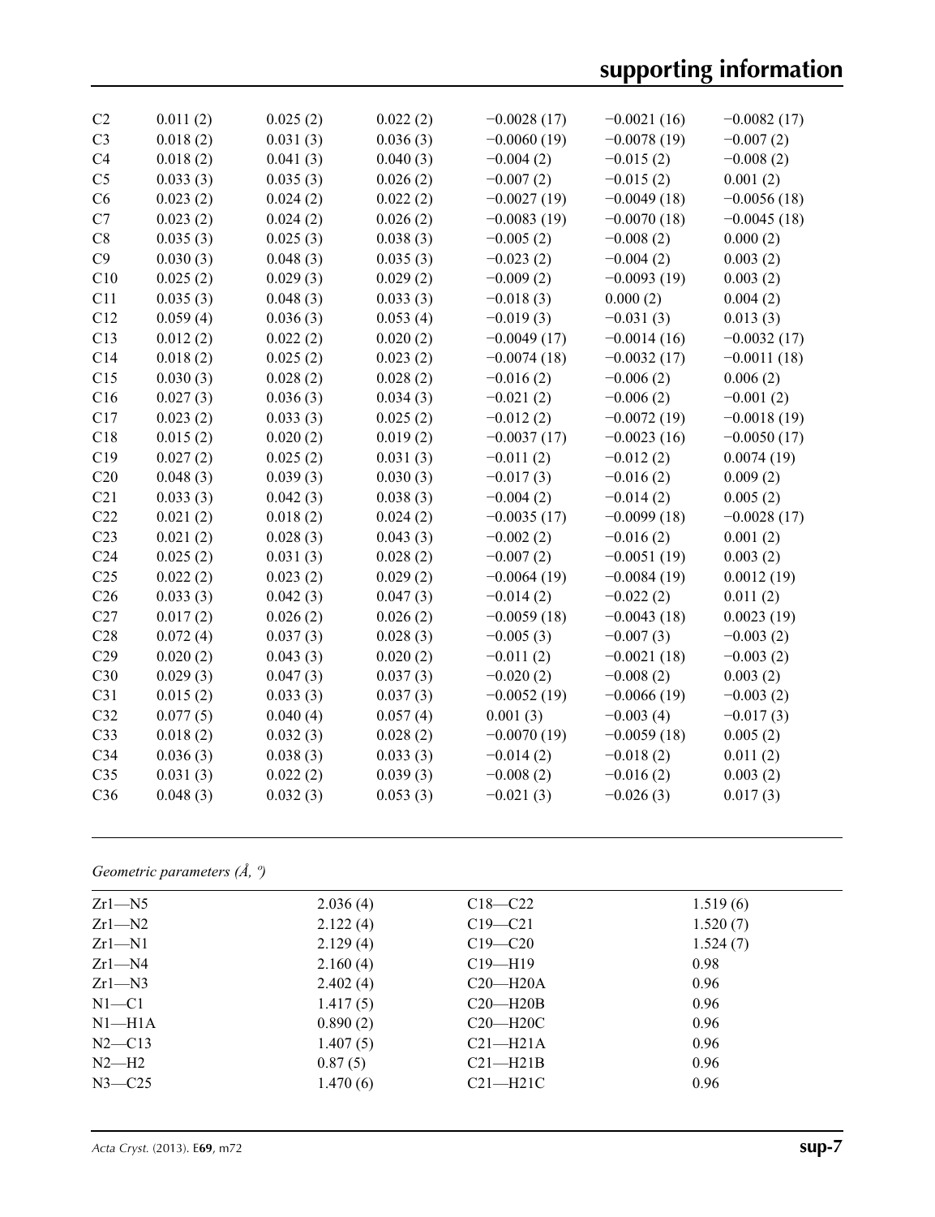| | | | | | | |
|---|---|---|---|---|---|---|
| C2 | 0.011 (2) | 0.025 (2) | 0.022 (2) | −0.0028 (17) | −0.0021 (16) | −0.0082 (17) |
| C3 | 0.018 (2) | 0.031 (3) | 0.036 (3) | −0.0060 (19) | −0.0078 (19) | −0.007 (2) |
| C4 | 0.018 (2) | 0.041 (3) | 0.040 (3) | −0.004 (2) | −0.015 (2) | −0.008 (2) |
| C5 | 0.033 (3) | 0.035 (3) | 0.026 (2) | −0.007 (2) | −0.015 (2) | 0.001 (2) |
| C6 | 0.023 (2) | 0.024 (2) | 0.022 (2) | −0.0027 (19) | −0.0049 (18) | −0.0056 (18) |
| C7 | 0.023 (2) | 0.024 (2) | 0.026 (2) | −0.0083 (19) | −0.0070 (18) | −0.0045 (18) |
| C8 | 0.035 (3) | 0.025 (3) | 0.038 (3) | −0.005 (2) | −0.008 (2) | 0.000 (2) |
| C9 | 0.030 (3) | 0.048 (3) | 0.035 (3) | −0.023 (2) | −0.004 (2) | 0.003 (2) |
| C10 | 0.025 (2) | 0.029 (3) | 0.029 (2) | −0.009 (2) | −0.0093 (19) | 0.003 (2) |
| C11 | 0.035 (3) | 0.048 (3) | 0.033 (3) | −0.018 (3) | 0.000 (2) | 0.004 (2) |
| C12 | 0.059 (4) | 0.036 (3) | 0.053 (4) | −0.019 (3) | −0.031 (3) | 0.013 (3) |
| C13 | 0.012 (2) | 0.022 (2) | 0.020 (2) | −0.0049 (17) | −0.0014 (16) | −0.0032 (17) |
| C14 | 0.018 (2) | 0.025 (2) | 0.023 (2) | −0.0074 (18) | −0.0032 (17) | −0.0011 (18) |
| C15 | 0.030 (3) | 0.028 (2) | 0.028 (2) | −0.016 (2) | −0.006 (2) | 0.006 (2) |
| C16 | 0.027 (3) | 0.036 (3) | 0.034 (3) | −0.021 (2) | −0.006 (2) | −0.001 (2) |
| C17 | 0.023 (2) | 0.033 (3) | 0.025 (2) | −0.012 (2) | −0.0072 (19) | −0.0018 (19) |
| C18 | 0.015 (2) | 0.020 (2) | 0.019 (2) | −0.0037 (17) | −0.0023 (16) | −0.0050 (17) |
| C19 | 0.027 (2) | 0.025 (2) | 0.031 (3) | −0.011 (2) | −0.012 (2) | 0.0074 (19) |
| C20 | 0.048 (3) | 0.039 (3) | 0.030 (3) | −0.017 (3) | −0.016 (2) | 0.009 (2) |
| C21 | 0.033 (3) | 0.042 (3) | 0.038 (3) | −0.004 (2) | −0.014 (2) | 0.005 (2) |
| C22 | 0.021 (2) | 0.018 (2) | 0.024 (2) | −0.0035 (17) | −0.0099 (18) | −0.0028 (17) |
| C23 | 0.021 (2) | 0.028 (3) | 0.043 (3) | −0.002 (2) | −0.016 (2) | 0.001 (2) |
| C24 | 0.025 (2) | 0.031 (3) | 0.028 (2) | −0.007 (2) | −0.0051 (19) | 0.003 (2) |
| C25 | 0.022 (2) | 0.023 (2) | 0.029 (2) | −0.0064 (19) | −0.0084 (19) | 0.0012 (19) |
| C26 | 0.033 (3) | 0.042 (3) | 0.047 (3) | −0.014 (2) | −0.022 (2) | 0.011 (2) |
| C27 | 0.017 (2) | 0.026 (2) | 0.026 (2) | −0.0059 (18) | −0.0043 (18) | 0.0023 (19) |
| C28 | 0.072 (4) | 0.037 (3) | 0.028 (3) | −0.005 (3) | −0.007 (3) | −0.003 (2) |
| C29 | 0.020 (2) | 0.043 (3) | 0.020 (2) | −0.011 (2) | −0.0021 (18) | −0.003 (2) |
| C30 | 0.029 (3) | 0.047 (3) | 0.037 (3) | −0.020 (2) | −0.008 (2) | 0.003 (2) |
| C31 | 0.015 (2) | 0.033 (3) | 0.037 (3) | −0.0052 (19) | −0.0066 (19) | −0.003 (2) |
| C32 | 0.077 (5) | 0.040 (4) | 0.057 (4) | 0.001 (3) | −0.003 (4) | −0.017 (3) |
| C33 | 0.018 (2) | 0.032 (3) | 0.028 (2) | −0.0070 (19) | −0.0059 (18) | 0.005 (2) |
| C34 | 0.036 (3) | 0.038 (3) | 0.033 (3) | −0.014 (2) | −0.018 (2) | 0.011 (2) |
| C35 | 0.031 (3) | 0.022 (2) | 0.039 (3) | −0.008 (2) | −0.016 (2) | 0.003 (2) |
| C36 | 0.048 (3) | 0.032 (3) | 0.053 (3) | −0.021 (3) | −0.026 (3) | 0.017 (3) |

*Geometric parameters (Å, º)*

| | | | |
|---|---|---|---|
| Zr1—N5 | 2.036 (4) | C18—C22 | 1.519 (6) |
| Zr1—N2 | 2.122 (4) | C19—C21 | 1.520 (7) |
| Zr1—N1 | 2.129 (4) | C19—C20 | 1.524 (7) |
| Zr1—N4 | 2.160 (4) | C19—H19 | 0.98 |
| Zr1—N3 | 2.402 (4) | C20—H20A | 0.96 |
| N1—C1 | 1.417 (5) | C20—H20B | 0.96 |
| N1—H1A | 0.890 (2) | C20—H20C | 0.96 |
| N2—C13 | 1.407 (5) | C21—H21A | 0.96 |
| N2—H2 | 0.87 (5) | C21—H21B | 0.96 |
| N3—C25 | 1.470 (6) | C21—H21C | 0.96 |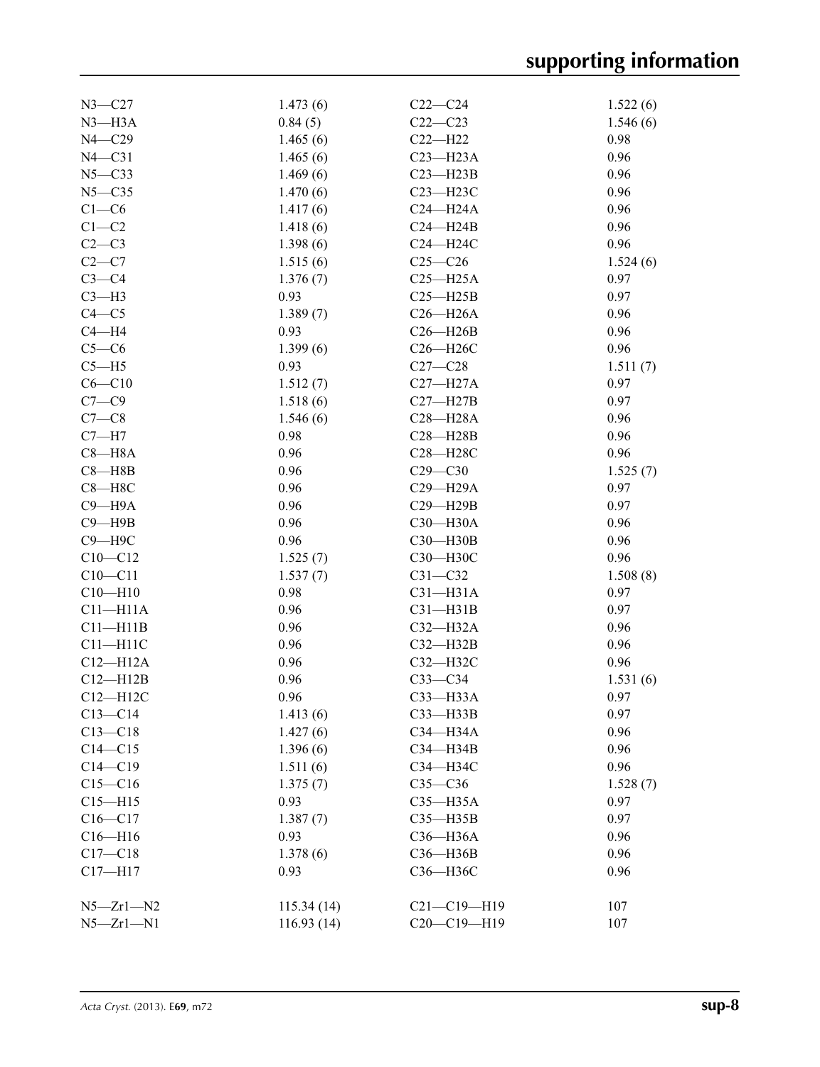| | | | |
|---|---|---|---|
| N3—C27 | 1.473 (6) | C22—C24 | 1.522 (6) |
| N3—H3A | 0.84 (5) | C22—C23 | 1.546 (6) |
| N4—C29 | 1.465 (6) | C22—H22 | 0.98 |
| N4—C31 | 1.465 (6) | C23—H23A | 0.96 |
| N5—C33 | 1.469 (6) | C23—H23B | 0.96 |
| N5—C35 | 1.470 (6) | C23—H23C | 0.96 |
| C1—C6 | 1.417 (6) | C24—H24A | 0.96 |
| C1—C2 | 1.418 (6) | C24—H24B | 0.96 |
| C2—C3 | 1.398 (6) | C24—H24C | 0.96 |
| C2—C7 | 1.515 (6) | C25—C26 | 1.524 (6) |
| C3—C4 | 1.376 (7) | C25—H25A | 0.97 |
| C3—H3 | 0.93 | C25—H25B | 0.97 |
| C4—C5 | 1.389 (7) | C26—H26A | 0.96 |
| C4—H4 | 0.93 | C26—H26B | 0.96 |
| C5—C6 | 1.399 (6) | C26—H26C | 0.96 |
| C5—H5 | 0.93 | C27—C28 | 1.511 (7) |
| C6—C10 | 1.512 (7) | C27—H27A | 0.97 |
| C7—C9 | 1.518 (6) | C27—H27B | 0.97 |
| C7—C8 | 1.546 (6) | C28—H28A | 0.96 |
| C7—H7 | 0.98 | C28—H28B | 0.96 |
| C8—H8A | 0.96 | C28—H28C | 0.96 |
| C8—H8B | 0.96 | C29—C30 | 1.525 (7) |
| C8—H8C | 0.96 | C29—H29A | 0.97 |
| C9—H9A | 0.96 | C29—H29B | 0.97 |
| C9—H9B | 0.96 | C30—H30A | 0.96 |
| C9—H9C | 0.96 | C30—H30B | 0.96 |
| C10—C12 | 1.525 (7) | C30—H30C | 0.96 |
| C10—C11 | 1.537 (7) | C31—C32 | 1.508 (8) |
| C10—H10 | 0.98 | C31—H31A | 0.97 |
| C11—H11A | 0.96 | C31—H31B | 0.97 |
| C11—H11B | 0.96 | C32—H32A | 0.96 |
| C11—H11C | 0.96 | C32—H32B | 0.96 |
| C12—H12A | 0.96 | C32—H32C | 0.96 |
| C12—H12B | 0.96 | C33—C34 | 1.531 (6) |
| C12—H12C | 0.96 | C33—H33A | 0.97 |
| C13—C14 | 1.413 (6) | C33—H33B | 0.97 |
| C13—C18 | 1.427 (6) | C34—H34A | 0.96 |
| C14—C15 | 1.396 (6) | C34—H34B | 0.96 |
| C14—C19 | 1.511 (6) | C34—H34C | 0.96 |
| C15—C16 | 1.375 (7) | C35—C36 | 1.528 (7) |
| C15—H15 | 0.93 | C35—H35A | 0.97 |
| C16—C17 | 1.387 (7) | C35—H35B | 0.97 |
| C16—H16 | 0.93 | C36—H36A | 0.96 |
| C17—C18 | 1.378 (6) | C36—H36B | 0.96 |
| C17—H17 | 0.93 | C36—H36C | 0.96 |

| | | | |
|---|---|---|---|
| N5—Zr1—N2 | 115.34 (14) | C21—C19—H19 | 107 |
| N5—Zr1—N1 | 116.93 (14) | C20—C19—H19 | 107 |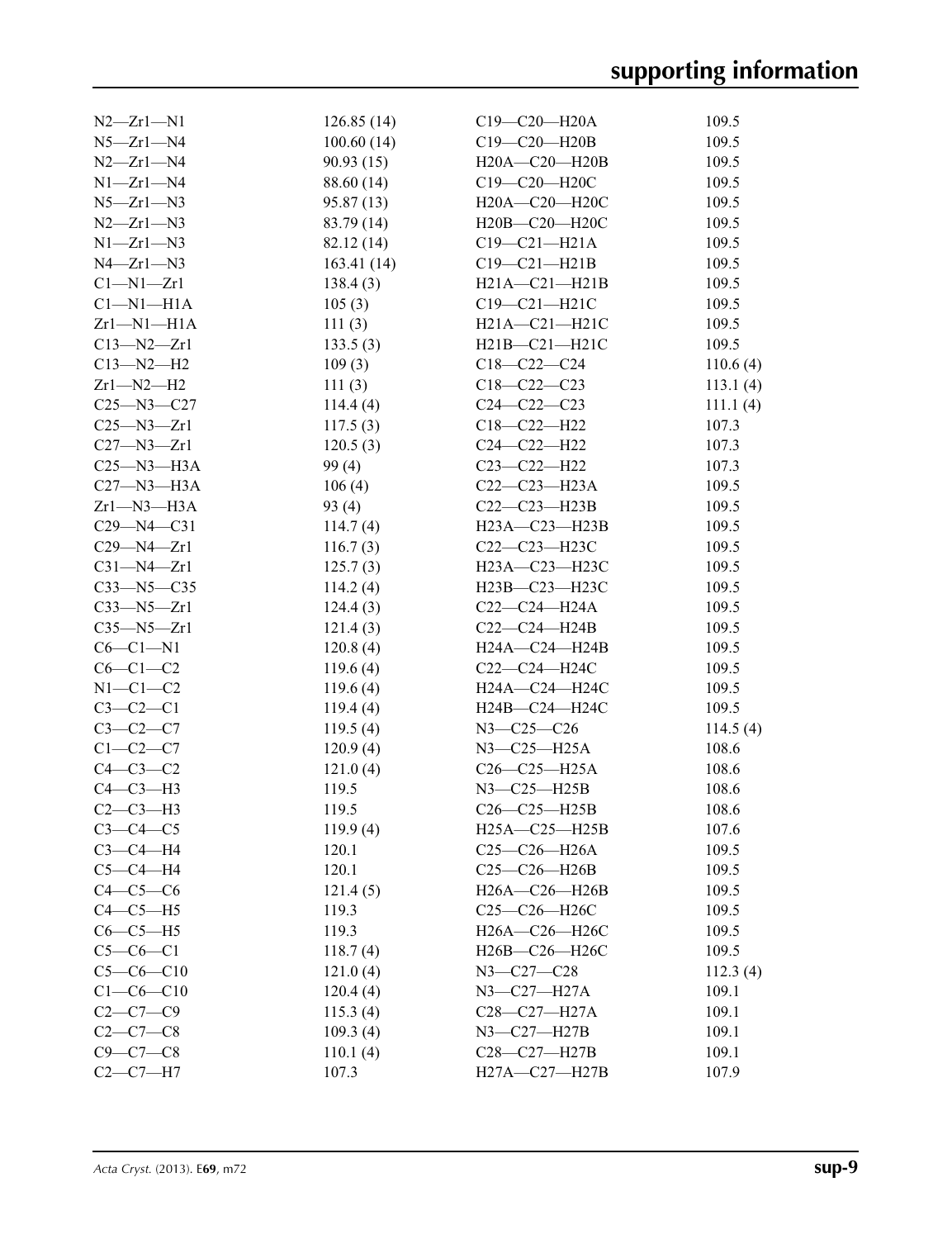| | | | |
|---|---|---|---|
| N2—Zr1—N1 | 126.85 (14) | C19—C20—H20A | 109.5 |
| N5—Zr1—N4 | 100.60 (14) | C19—C20—H20B | 109.5 |
| N2—Zr1—N4 | 90.93 (15) | H20A—C20—H20B | 109.5 |
| N1—Zr1—N4 | 88.60 (14) | C19—C20—H20C | 109.5 |
| N5—Zr1—N3 | 95.87 (13) | H20A—C20—H20C | 109.5 |
| N2—Zr1—N3 | 83.79 (14) | H20B—C20—H20C | 109.5 |
| N1—Zr1—N3 | 82.12 (14) | C19—C21—H21A | 109.5 |
| N4—Zr1—N3 | 163.41 (14) | C19—C21—H21B | 109.5 |
| C1—N1—Zr1 | 138.4 (3) | H21A—C21—H21B | 109.5 |
| C1—N1—H1A | 105 (3) | C19—C21—H21C | 109.5 |
| Zr1—N1—H1A | 111 (3) | H21A—C21—H21C | 109.5 |
| C13—N2—Zr1 | 133.5 (3) | H21B—C21—H21C | 109.5 |
| C13—N2—H2 | 109 (3) | C18—C22—C24 | 110.6 (4) |
| Zr1—N2—H2 | 111 (3) | C18—C22—C23 | 113.1 (4) |
| C25—N3—C27 | 114.4 (4) | C24—C22—C23 | 111.1 (4) |
| C25—N3—Zr1 | 117.5 (3) | C18—C22—H22 | 107.3 |
| C27—N3—Zr1 | 120.5 (3) | C24—C22—H22 | 107.3 |
| C25—N3—H3A | 99 (4) | C23—C22—H22 | 107.3 |
| C27—N3—H3A | 106 (4) | C22—C23—H23A | 109.5 |
| Zr1—N3—H3A | 93 (4) | C22—C23—H23B | 109.5 |
| C29—N4—C31 | 114.7 (4) | H23A—C23—H23B | 109.5 |
| C29—N4—Zr1 | 116.7 (3) | C22—C23—H23C | 109.5 |
| C31—N4—Zr1 | 125.7 (3) | H23A—C23—H23C | 109.5 |
| C33—N5—C35 | 114.2 (4) | H23B—C23—H23C | 109.5 |
| C33—N5—Zr1 | 124.4 (3) | C22—C24—H24A | 109.5 |
| C35—N5—Zr1 | 121.4 (3) | C22—C24—H24B | 109.5 |
| C6—C1—N1 | 120.8 (4) | H24A—C24—H24B | 109.5 |
| C6—C1—C2 | 119.6 (4) | C22—C24—H24C | 109.5 |
| N1—C1—C2 | 119.6 (4) | H24A—C24—H24C | 109.5 |
| C3—C2—C1 | 119.4 (4) | H24B—C24—H24C | 109.5 |
| C3—C2—C7 | 119.5 (4) | N3—C25—C26 | 114.5 (4) |
| C1—C2—C7 | 120.9 (4) | N3—C25—H25A | 108.6 |
| C4—C3—C2 | 121.0 (4) | C26—C25—H25A | 108.6 |
| C4—C3—H3 | 119.5 | N3—C25—H25B | 108.6 |
| C2—C3—H3 | 119.5 | C26—C25—H25B | 108.6 |
| C3—C4—C5 | 119.9 (4) | H25A—C25—H25B | 107.6 |
| C3—C4—H4 | 120.1 | C25—C26—H26A | 109.5 |
| C5—C4—H4 | 120.1 | C25—C26—H26B | 109.5 |
| C4—C5—C6 | 121.4 (5) | H26A—C26—H26B | 109.5 |
| C4—C5—H5 | 119.3 | C25—C26—H26C | 109.5 |
| C6—C5—H5 | 119.3 | H26A—C26—H26C | 109.5 |
| C5—C6—C1 | 118.7 (4) | H26B—C26—H26C | 109.5 |
| C5—C6—C10 | 121.0 (4) | N3—C27—C28 | 112.3 (4) |
| C1—C6—C10 | 120.4 (4) | N3—C27—H27A | 109.1 |
| C2—C7—C9 | 115.3 (4) | C28—C27—H27A | 109.1 |
| C2—C7—C8 | 109.3 (4) | N3—C27—H27B | 109.1 |
| C9—C7—C8 | 110.1 (4) | C28—C27—H27B | 109.1 |
| C2—C7—H7 | 107.3 | H27A—C27—H27B | 107.9 |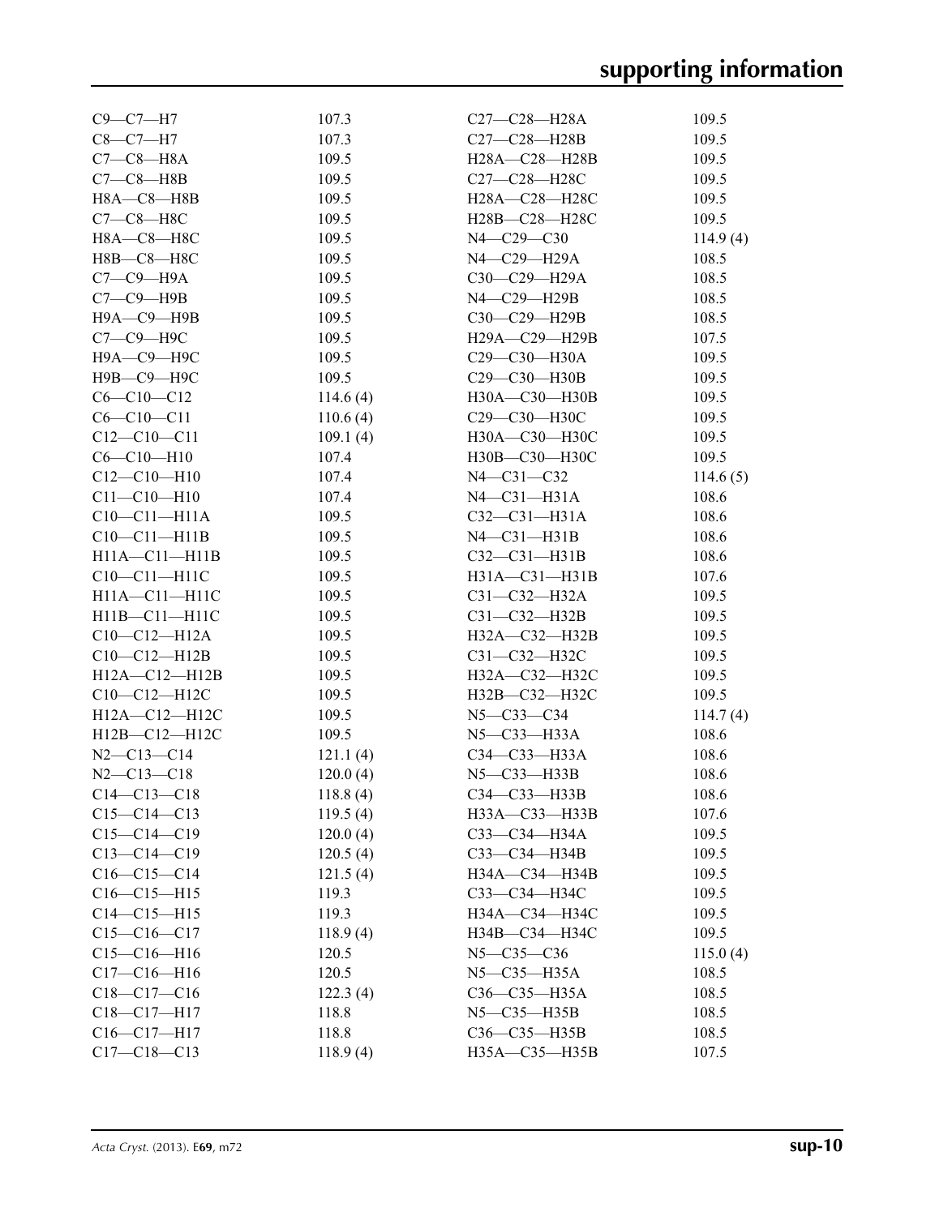| | | | |
|---|---|---|---|
| C9—C7—H7 | 107.3 | C27—C28—H28A | 109.5 |
| C8—C7—H7 | 107.3 | C27—C28—H28B | 109.5 |
| C7—C8—H8A | 109.5 | H28A—C28—H28B | 109.5 |
| C7—C8—H8B | 109.5 | C27—C28—H28C | 109.5 |
| H8A—C8—H8B | 109.5 | H28A—C28—H28C | 109.5 |
| C7—C8—H8C | 109.5 | H28B—C28—H28C | 109.5 |
| H8A—C8—H8C | 109.5 | N4—C29—C30 | 114.9 (4) |
| H8B—C8—H8C | 109.5 | N4—C29—H29A | 108.5 |
| C7—C9—H9A | 109.5 | C30—C29—H29A | 108.5 |
| C7—C9—H9B | 109.5 | N4—C29—H29B | 108.5 |
| H9A—C9—H9B | 109.5 | C30—C29—H29B | 108.5 |
| C7—C9—H9C | 109.5 | H29A—C29—H29B | 107.5 |
| H9A—C9—H9C | 109.5 | C29—C30—H30A | 109.5 |
| H9B—C9—H9C | 109.5 | C29—C30—H30B | 109.5 |
| C6—C10—C12 | 114.6 (4) | H30A—C30—H30B | 109.5 |
| C6—C10—C11 | 110.6 (4) | C29—C30—H30C | 109.5 |
| C12—C10—C11 | 109.1 (4) | H30A—C30—H30C | 109.5 |
| C6—C10—H10 | 107.4 | H30B—C30—H30C | 109.5 |
| C12—C10—H10 | 107.4 | N4—C31—C32 | 114.6 (5) |
| C11—C10—H10 | 107.4 | N4—C31—H31A | 108.6 |
| C10—C11—H11A | 109.5 | C32—C31—H31A | 108.6 |
| C10—C11—H11B | 109.5 | N4—C31—H31B | 108.6 |
| H11A—C11—H11B | 109.5 | C32—C31—H31B | 108.6 |
| C10—C11—H11C | 109.5 | H31A—C31—H31B | 107.6 |
| H11A—C11—H11C | 109.5 | C31—C32—H32A | 109.5 |
| H11B—C11—H11C | 109.5 | C31—C32—H32B | 109.5 |
| C10—C12—H12A | 109.5 | H32A—C32—H32B | 109.5 |
| C10—C12—H12B | 109.5 | C31—C32—H32C | 109.5 |
| H12A—C12—H12B | 109.5 | H32A—C32—H32C | 109.5 |
| C10—C12—H12C | 109.5 | H32B—C32—H32C | 109.5 |
| H12A—C12—H12C | 109.5 | N5—C33—C34 | 114.7 (4) |
| H12B—C12—H12C | 109.5 | N5—C33—H33A | 108.6 |
| N2—C13—C14 | 121.1 (4) | C34—C33—H33A | 108.6 |
| N2—C13—C18 | 120.0 (4) | N5—C33—H33B | 108.6 |
| C14—C13—C18 | 118.8 (4) | C34—C33—H33B | 108.6 |
| C15—C14—C13 | 119.5 (4) | H33A—C33—H33B | 107.6 |
| C15—C14—C19 | 120.0 (4) | C33—C34—H34A | 109.5 |
| C13—C14—C19 | 120.5 (4) | C33—C34—H34B | 109.5 |
| C16—C15—C14 | 121.5 (4) | H34A—C34—H34B | 109.5 |
| C16—C15—H15 | 119.3 | C33—C34—H34C | 109.5 |
| C14—C15—H15 | 119.3 | H34A—C34—H34C | 109.5 |
| C15—C16—C17 | 118.9 (4) | H34B—C34—H34C | 109.5 |
| C15—C16—H16 | 120.5 | N5—C35—C36 | 115.0 (4) |
| C17—C16—H16 | 120.5 | N5—C35—H35A | 108.5 |
| C18—C17—C16 | 122.3 (4) | C36—C35—H35A | 108.5 |
| C18—C17—H17 | 118.8 | N5—C35—H35B | 108.5 |
| C16—C17—H17 | 118.8 | C36—C35—H35B | 108.5 |
| C17—C18—C13 | 118.9 (4) | H35A—C35—H35B | 107.5 |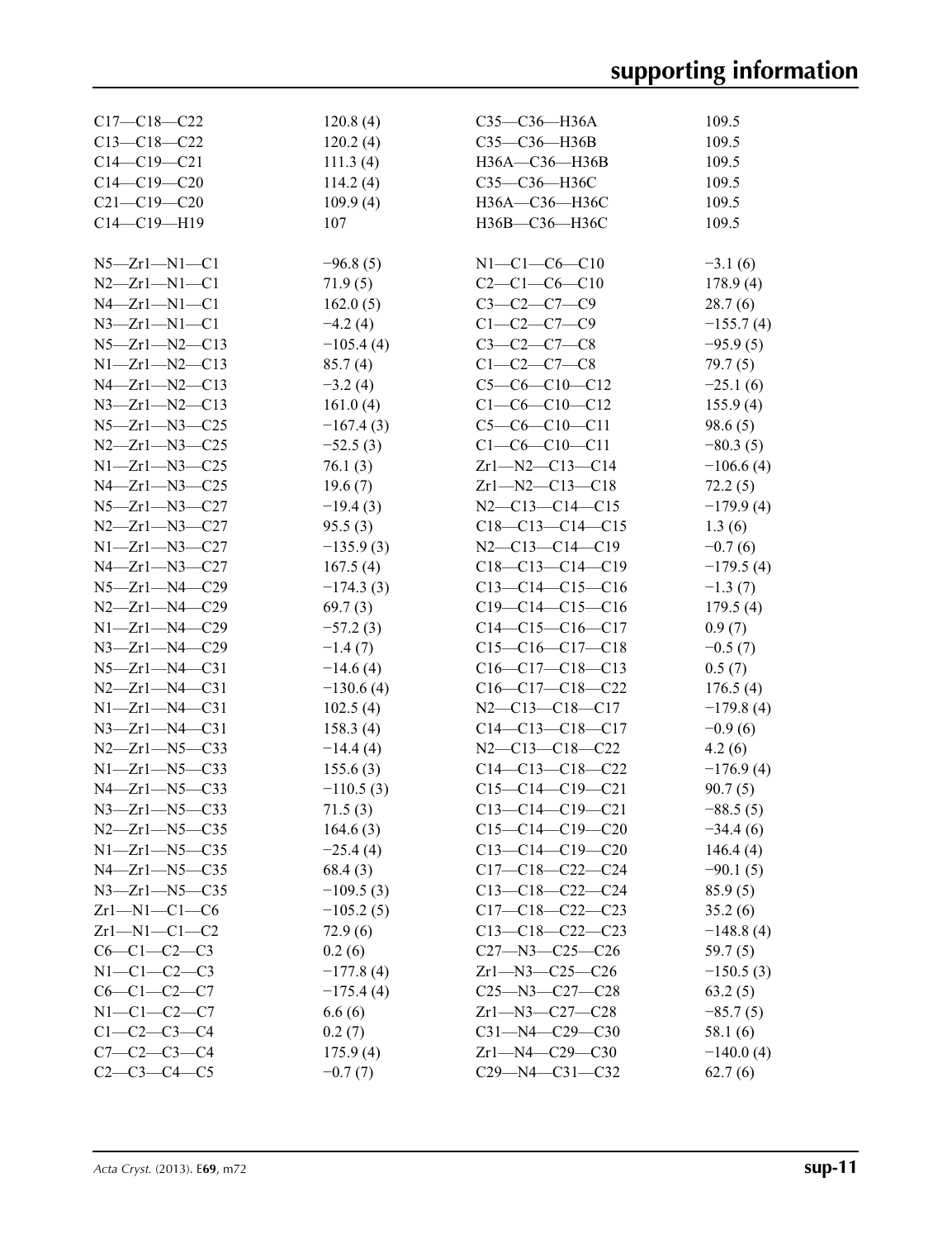| | | | |
|---|---|---|---|
| C17—C18—C22 | 120.8 (4) | C35—C36—H36A | 109.5 |
| C13—C18—C22 | 120.2 (4) | C35—C36—H36B | 109.5 |
| C14—C19—C21 | 111.3 (4) | H36A—C36—H36B | 109.5 |
| C14—C19—C20 | 114.2 (4) | C35—C36—H36C | 109.5 |
| C21—C19—C20 | 109.9 (4) | H36A—C36—H36C | 109.5 |
| C14—C19—H19 | 107 | H36B—C36—H36C | 109.5 |

| | | | |
|---|---|---|---|
| N5—Zr1—N1—C1 | −96.8 (5) | N1—C1—C6—C10 | −3.1 (6) |
| N2—Zr1—N1—C1 | 71.9 (5) | C2—C1—C6—C10 | 178.9 (4) |
| N4—Zr1—N1—C1 | 162.0 (5) | C3—C2—C7—C9 | 28.7 (6) |
| N3—Zr1—N1—C1 | −4.2 (4) | C1—C2—C7—C9 | −155.7 (4) |
| N5—Zr1—N2—C13 | −105.4 (4) | C3—C2—C7—C8 | −95.9 (5) |
| N1—Zr1—N2—C13 | 85.7 (4) | C1—C2—C7—C8 | 79.7 (5) |
| N4—Zr1—N2—C13 | −3.2 (4) | C5—C6—C10—C12 | −25.1 (6) |
| N3—Zr1—N2—C13 | 161.0 (4) | C1—C6—C10—C12 | 155.9 (4) |
| N5—Zr1—N3—C25 | −167.4 (3) | C5—C6—C10—C11 | 98.6 (5) |
| N2—Zr1—N3—C25 | −52.5 (3) | C1—C6—C10—C11 | −80.3 (5) |
| N1—Zr1—N3—C25 | 76.1 (3) | Zr1—N2—C13—C14 | −106.6 (4) |
| N4—Zr1—N3—C25 | 19.6 (7) | Zr1—N2—C13—C18 | 72.2 (5) |
| N5—Zr1—N3—C27 | −19.4 (3) | N2—C13—C14—C15 | −179.9 (4) |
| N2—Zr1—N3—C27 | 95.5 (3) | C18—C13—C14—C15 | 1.3 (6) |
| N1—Zr1—N3—C27 | −135.9 (3) | N2—C13—C14—C19 | −0.7 (6) |
| N4—Zr1—N3—C27 | 167.5 (4) | C18—C13—C14—C19 | −179.5 (4) |
| N5—Zr1—N4—C29 | −174.3 (3) | C13—C14—C15—C16 | −1.3 (7) |
| N2—Zr1—N4—C29 | 69.7 (3) | C19—C14—C15—C16 | 179.5 (4) |
| N1—Zr1—N4—C29 | −57.2 (3) | C14—C15—C16—C17 | 0.9 (7) |
| N3—Zr1—N4—C29 | −1.4 (7) | C15—C16—C17—C18 | −0.5 (7) |
| N5—Zr1—N4—C31 | −14.6 (4) | C16—C17—C18—C13 | 0.5 (7) |
| N2—Zr1—N4—C31 | −130.6 (4) | C16—C17—C18—C22 | 176.5 (4) |
| N1—Zr1—N4—C31 | 102.5 (4) | N2—C13—C18—C17 | −179.8 (4) |
| N3—Zr1—N4—C31 | 158.3 (4) | C14—C13—C18—C17 | −0.9 (6) |
| N2—Zr1—N5—C33 | −14.4 (4) | N2—C13—C18—C22 | 4.2 (6) |
| N1—Zr1—N5—C33 | 155.6 (3) | C14—C13—C18—C22 | −176.9 (4) |
| N4—Zr1—N5—C33 | −110.5 (3) | C15—C14—C19—C21 | 90.7 (5) |
| N3—Zr1—N5—C33 | 71.5 (3) | C13—C14—C19—C21 | −88.5 (5) |
| N2—Zr1—N5—C35 | 164.6 (3) | C15—C14—C19—C20 | −34.4 (6) |
| N1—Zr1—N5—C35 | −25.4 (4) | C13—C14—C19—C20 | 146.4 (4) |
| N4—Zr1—N5—C35 | 68.4 (3) | C17—C18—C22—C24 | −90.1 (5) |
| N3—Zr1—N5—C35 | −109.5 (3) | C13—C18—C22—C24 | 85.9 (5) |
| Zr1—N1—C1—C6 | −105.2 (5) | C17—C18—C22—C23 | 35.2 (6) |
| Zr1—N1—C1—C2 | 72.9 (6) | C13—C18—C22—C23 | −148.8 (4) |
| C6—C1—C2—C3 | 0.2 (6) | C27—N3—C25—C26 | 59.7 (5) |
| N1—C1—C2—C3 | −177.8 (4) | Zr1—N3—C25—C26 | −150.5 (3) |
| C6—C1—C2—C7 | −175.4 (4) | C25—N3—C27—C28 | 63.2 (5) |
| N1—C1—C2—C7 | 6.6 (6) | Zr1—N3—C27—C28 | −85.7 (5) |
| C1—C2—C3—C4 | 0.2 (7) | C31—N4—C29—C30 | 58.1 (6) |
| C7—C2—C3—C4 | 175.9 (4) | Zr1—N4—C29—C30 | −140.0 (4) |
| C2—C3—C4—C5 | −0.7 (7) | C29—N4—C31—C32 | 62.7 (6) |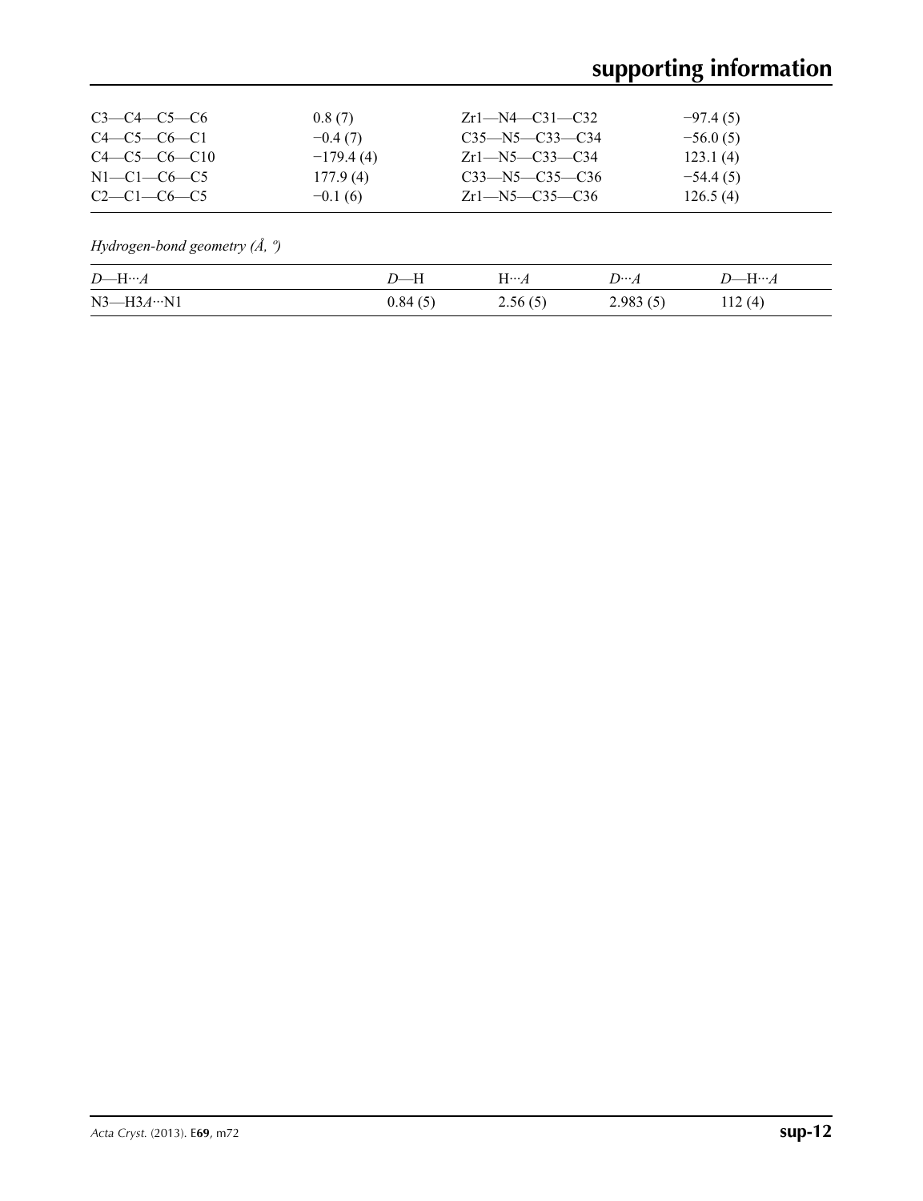| | | | |
|---|---|---|---|
| C3—C4—C5—C6 | 0.8 (7) | Zr1—N4—C31—C32 | −97.4 (5) |
| C4—C5—C6—C1 | −0.4 (7) | C35—N5—C33—C34 | −56.0 (5) |
| C4—C5—C6—C10 | −179.4 (4) | Zr1—N5—C33—C34 | 123.1 (4) |
| N1—C1—C6—C5 | 177.9 (4) | C33—N5—C35—C36 | −54.4 (5) |
| C2—C1—C6—C5 | −0.1 (6) | Zr1—N5—C35—C36 | 126.5 (4) |

*Hydrogen-bond geometry (Å, º)*

| *D*—H···*A* | *D*—H | H···*A* | *D*···*A* | *D*—H···*A* |
|---|---|---|---|---|
| N3—H3*A*···N1 | 0.84 (5) | 2.56 (5) | 2.983 (5) | 112 (4) |